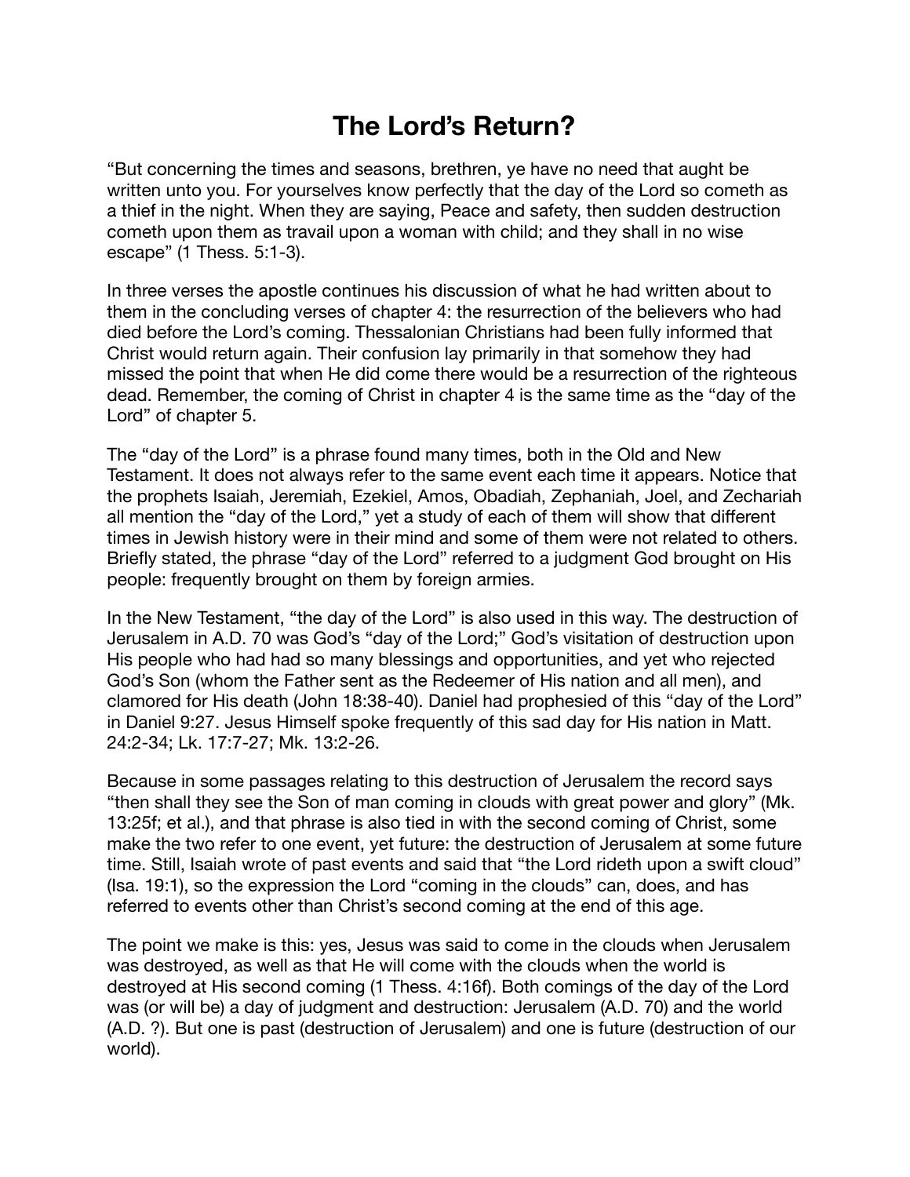# The Lord's Return?

"But concerning the times and seasons, brethren, ye have no need that aught be written unto you. For yourselves know perfectly that the day of the Lord so cometh as a thief in the night. When they are saying, Peace and safety, then sudden destruction cometh upon them as travail upon a woman with child; and they shall in no wise escape" (1 Thess. 5:1-3).

In three verses the apostle continues his discussion of what he had written about to them in the concluding verses of chapter 4: the resurrection of the believers who had died before the Lord's coming. Thessalonian Christians had been fully informed that Christ would return again. Their confusion lay primarily in that somehow they had missed the point that when He did come there would be a resurrection of the righteous dead. Remember, the coming of Christ in chapter 4 is the same time as the "day of the Lord" of chapter 5.

The "day of the Lord" is a phrase found many times, both in the Old and New Testament. It does not always refer to the same event each time it appears. Notice that the prophets Isaiah, Jeremiah, Ezekiel, Amos, Obadiah, Zephaniah, Joel, and Zechariah all mention the "day of the Lord," yet a study of each of them will show that different times in Jewish history were in their mind and some of them were not related to others. Briefly stated, the phrase "day of the Lord" referred to a judgment God brought on His people: frequently brought on them by foreign armies.

In the New Testament, "the day of the Lord" is also used in this way. The destruction of Jerusalem in A.D. 70 was God's "day of the Lord;" God's visitation of destruction upon His people who had had so many blessings and opportunities, and yet who rejected God's Son (whom the Father sent as the Redeemer of His nation and all men), and clamored for His death (John 18:38-40). Daniel had prophesied of this "day of the Lord" in Daniel 9:27. Jesus Himself spoke frequently of this sad day for His nation in Matt. 24:2-34; Lk. 17:7-27; Mk. 13:2-26.

Because in some passages relating to this destruction of Jerusalem the record says "then shall they see the Son of man coming in clouds with great power and glory" (Mk. 13:25f; et al.), and that phrase is also tied in with the second coming of Christ, some make the two refer to one event, yet future: the destruction of Jerusalem at some future time. Still, Isaiah wrote of past events and said that "the Lord rideth upon a swift cloud" (Isa. 19:1), so the expression the Lord "coming in the clouds" can, does, and has referred to events other than Christ's second coming at the end of this age.

The point we make is this: yes, Jesus was said to come in the clouds when Jerusalem was destroyed, as well as that He will come with the clouds when the world is destroyed at His second coming (1 Thess. 4:16f). Both comings of the day of the Lord was (or will be) a day of judgment and destruction: Jerusalem (A.D. 70) and the world (A.D. ?). But one is past (destruction of Jerusalem) and one is future (destruction of our world).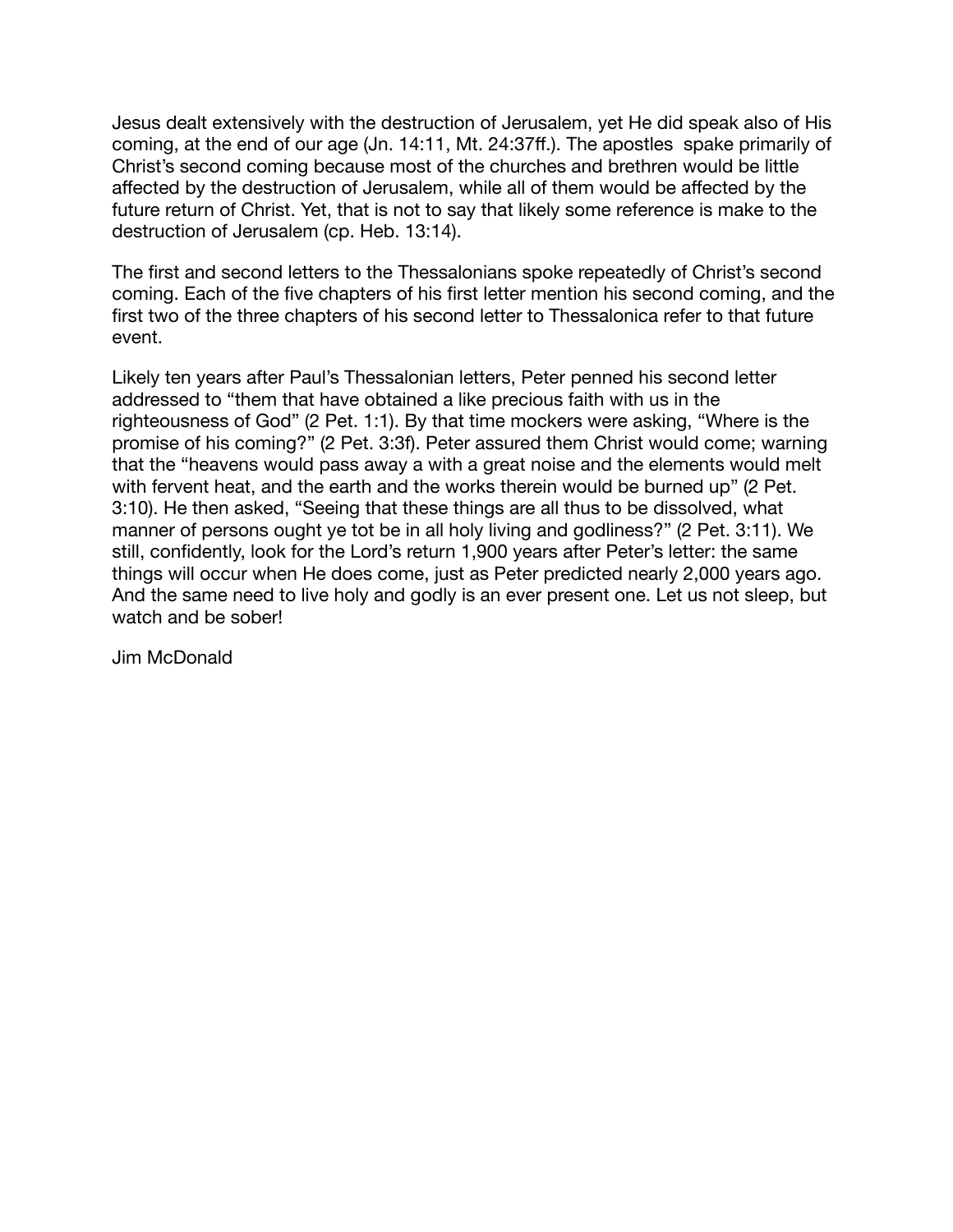Jesus dealt extensively with the destruction of Jerusalem, yet He did speak also of His coming, at the end of our age (Jn. 14:11, Mt. 24:37ff.). The apostles spake primarily of Christ's second coming because most of the churches and brethren would be little affected by the destruction of Jerusalem, while all of them would be affected by the future return of Christ. Yet, that is not to say that likely some reference is make to the destruction of Jerusalem (cp. Heb. 13:14).

The first and second letters to the Thessalonians spoke repeatedly of Christ's second coming. Each of the five chapters of his first letter mention his second coming, and the first two of the three chapters of his second letter to Thessalonica refer to that future event.

Likely ten years after Paul's Thessalonian letters, Peter penned his second letter addressed to "them that have obtained a like precious faith with us in the righteousness of God" (2 Pet. 1:1). By that time mockers were asking, "Where is the promise of his coming?" (2 Pet. 3:3f). Peter assured them Christ would come; warning that the "heavens would pass away a with a great noise and the elements would melt with fervent heat, and the earth and the works therein would be burned up" (2 Pet. 3:10). He then asked, "Seeing that these things are all thus to be dissolved, what manner of persons ought ye tot be in all holy living and godliness?" (2 Pet. 3:11). We still, confidently, look for the Lord's return 1,900 years after Peter's letter: the same things will occur when He does come, just as Peter predicted nearly 2,000 years ago. And the same need to live holy and godly is an ever present one. Let us not sleep, but watch and be sober!

Jim McDonald